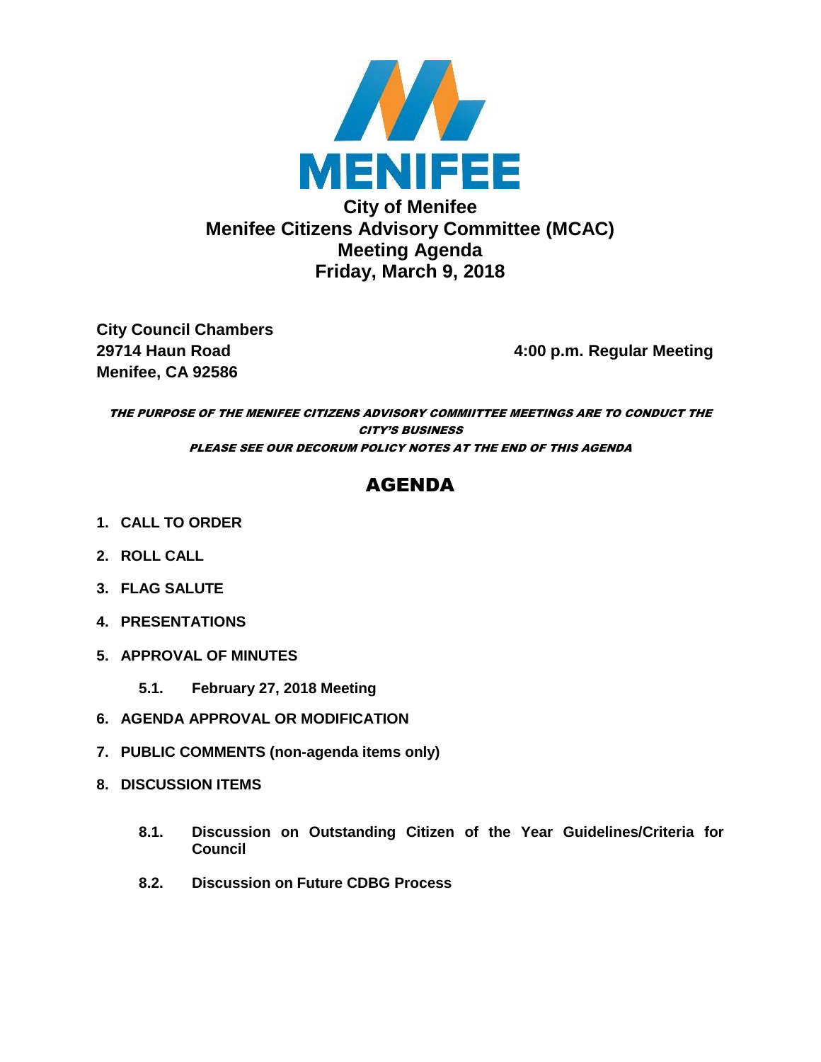MENIFEE

# City of Menifee
# Menifee Citizens Advisory Committee (MCAC)
# Meeting Agenda
# Friday, March 9, 2018

**City Council Chambers**
**29714 Haun Road**
**Menifee, CA 92586**

**4:00 p.m. Regular Meeting**

***THE PURPOSE OF THE MENIFEE CITIZENS ADVISORY COMMIITTEE MEETINGS ARE TO CONDUCT THE CITY'S BUSINESS***

***PLEASE SEE OUR DECORUM POLICY NOTES AT THE END OF THIS AGENDA***

## AGENDA

1. **CALL TO ORDER**
2. **ROLL CALL**
3. **FLAG SALUTE**
4. **PRESENTATIONS**
5. **APPROVAL OF MINUTES**
   - **5.1. February 27, 2018 Meeting**
6. **AGENDA APPROVAL OR MODIFICATION**
7. **PUBLIC COMMENTS (non-agenda items only)**
8. **DISCUSSION ITEMS**
   - **8.1. Discussion on Outstanding Citizen of the Year Guidelines/Criteria for Council**
   - **8.2. Discussion on Future CDBG Process**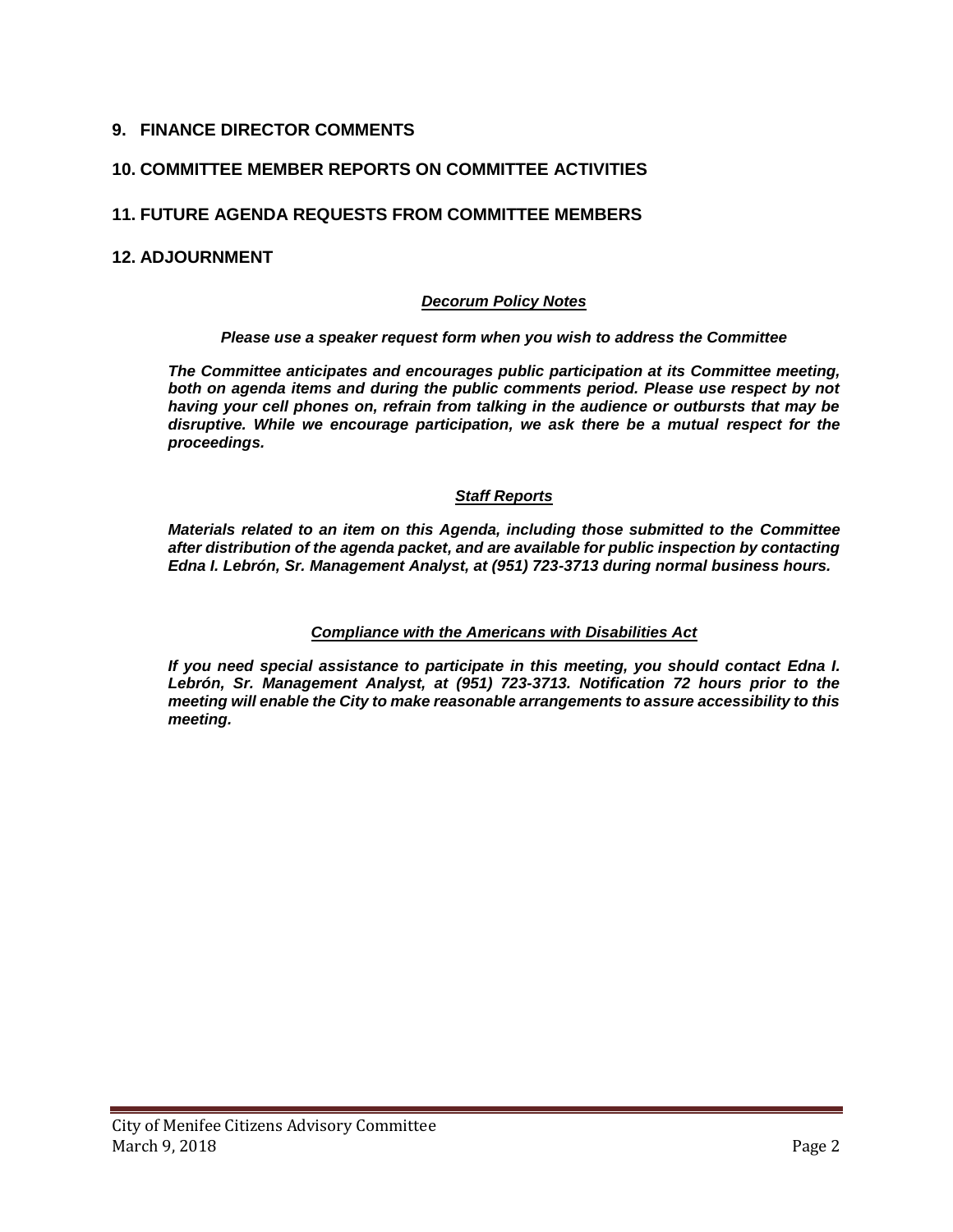## 9. FINANCE DIRECTOR COMMENTS

## 10. COMMITTEE MEMBER REPORTS ON COMMITTEE ACTIVITIES

## 11. FUTURE AGENDA REQUESTS FROM COMMITTEE MEMBERS

## 12. ADJOURNMENT

***Decorum Policy Notes***

***Please use a speaker request form when you wish to address the Committee***

***The Committee anticipates and encourages public participation at its Committee meeting, both on agenda items and during the public comments period. Please use respect by not having your cell phones on, refrain from talking in the audience or outbursts that may be disruptive. While we encourage participation, we ask there be a mutual respect for the proceedings.***

***Staff Reports***

***Materials related to an item on this Agenda, including those submitted to the Committee after distribution of the agenda packet, and are available for public inspection by contacting Edna I. Lebrón, Sr. Management Analyst, at (951) 723-3713 during normal business hours.***

***Compliance with the Americans with Disabilities Act***

***If you need special assistance to participate in this meeting, you should contact Edna I. Lebrón, Sr. Management Analyst, at (951) 723-3713. Notification 72 hours prior to the meeting will enable the City to make reasonable arrangements to assure accessibility to this meeting.***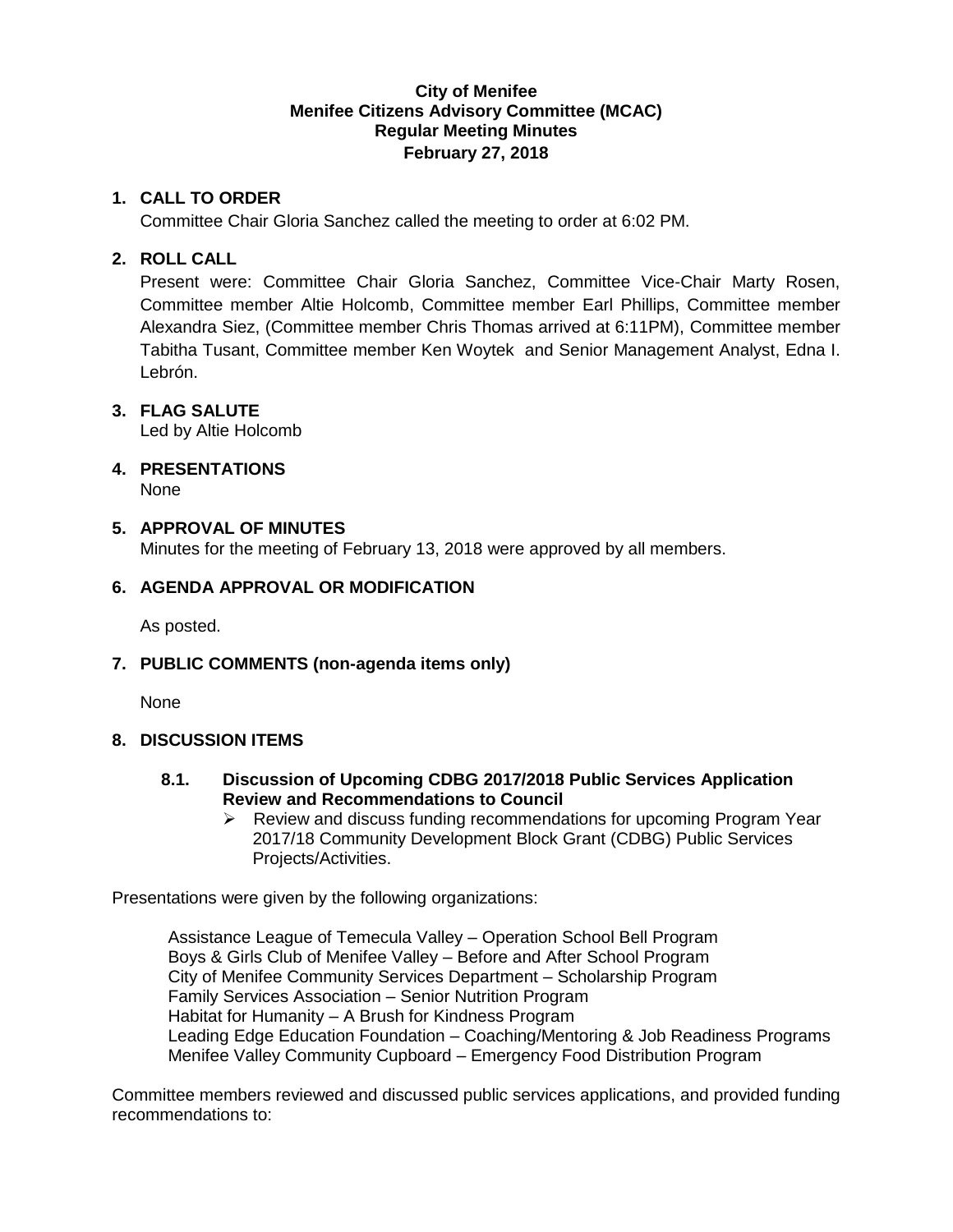**City of Menifee**
**Menifee Citizens Advisory Committee (MCAC)**
**Regular Meeting Minutes**
**February 27, 2018**

## 1. CALL TO ORDER

Committee Chair Gloria Sanchez called the meeting to order at 6:02 PM.

## 2. ROLL CALL

Present were: Committee Chair Gloria Sanchez, Committee Vice-Chair Marty Rosen, Committee member Altie Holcomb, Committee member Earl Phillips, Committee member Alexandra Siez, (Committee member Chris Thomas arrived at 6:11PM), Committee member Tabitha Tusant, Committee member Ken Woytek and Senior Management Analyst, Edna I. Lebrón.

## 3. FLAG SALUTE

Led by Altie Holcomb

## 4. PRESENTATIONS

None

## 5. APPROVAL OF MINUTES

Minutes for the meeting of February 13, 2018 were approved by all members.

## 6. AGENDA APPROVAL OR MODIFICATION

As posted.

## 7. PUBLIC COMMENTS (non-agenda items only)

None

## 8. DISCUSSION ITEMS

### 8.1. Discussion of Upcoming CDBG 2017/2018 Public Services Application Review and Recommendations to Council

- Review and discuss funding recommendations for upcoming Program Year 2017/18 Community Development Block Grant (CDBG) Public Services Projects/Activities.

Presentations were given by the following organizations:

Assistance League of Temecula Valley – Operation School Bell Program
Boys & Girls Club of Menifee Valley – Before and After School Program
City of Menifee Community Services Department – Scholarship Program
Family Services Association – Senior Nutrition Program
Habitat for Humanity – A Brush for Kindness Program
Leading Edge Education Foundation – Coaching/Mentoring & Job Readiness Programs
Menifee Valley Community Cupboard – Emergency Food Distribution Program

Committee members reviewed and discussed public services applications, and provided funding recommendations to: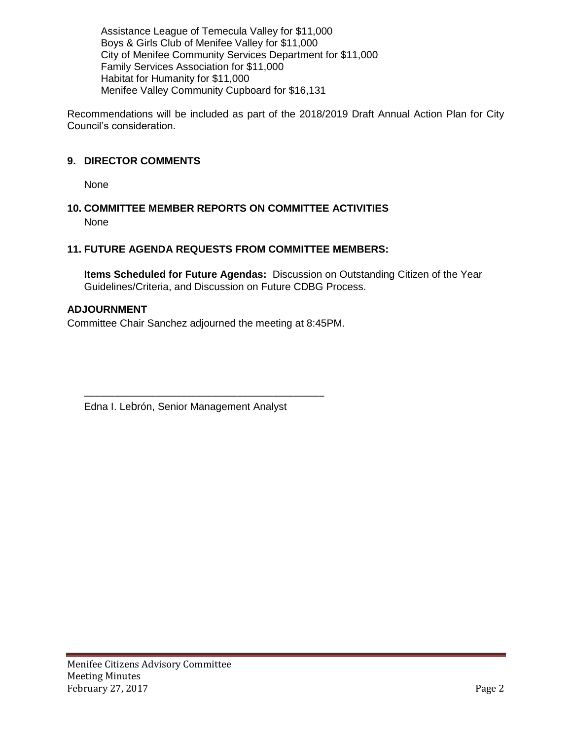Assistance League of Temecula Valley for $11,000
Boys & Girls Club of Menifee Valley for $11,000
City of Menifee Community Services Department for $11,000
Family Services Association for $11,000
Habitat for Humanity for $11,000
Menifee Valley Community Cupboard for $16,131

Recommendations will be included as part of the 2018/2019 Draft Annual Action Plan for City Council's consideration.

## 9. DIRECTOR COMMENTS

None

## 10. COMMITTEE MEMBER REPORTS ON COMMITTEE ACTIVITIES

None

## 11. FUTURE AGENDA REQUESTS FROM COMMITTEE MEMBERS:

**Items Scheduled for Future Agendas:** Discussion on Outstanding Citizen of the Year Guidelines/Criteria, and Discussion on Future CDBG Process.

## ADJOURNMENT

Committee Chair Sanchez adjourned the meeting at 8:45PM.

_________________________________________

Edna I. Lebrón, Senior Management Analyst